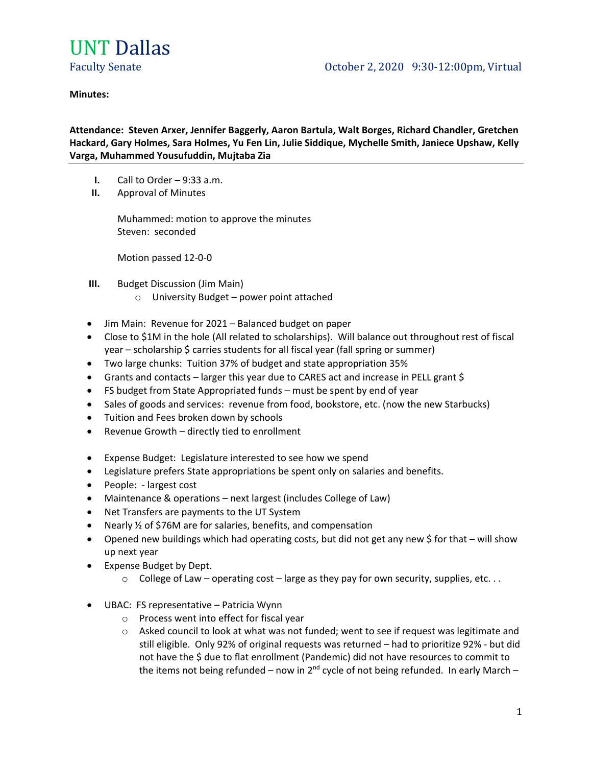# UNT Dallas

Faculty Senate

October 2, 2020 9:30-12:00pm, Virtual

**Minutes:**

**Attendance: Steven Arxer, Jennifer Baggerly, Aaron Bartula, Walt Borges, Richard Chandler, Gretchen Hackard, Gary Holmes, Sara Holmes, Yu Fen Lin, Julie Siddique, Mychelle Smith, Janiece Upshaw, Kelly Varga, Muhammed Yousufuddin, Mujtaba Zia**

---

I. Call to Order – 9:33 a.m.

II. Approval of Minutes

   Muhammed: motion to approve the minutes
   Steven: seconded

   Motion passed 12-0-0

III. Budget Discussion (Jim Main)
   - University Budget – power point attached

- Jim Main: Revenue for 2021 – Balanced budget on paper
- Close to $1M in the hole (All related to scholarships). Will balance out throughout rest of fiscal year – scholarship $ carries students for all fiscal year (fall spring or summer)
- Two large chunks: Tuition 37% of budget and state appropriation 35%
- Grants and contacts – larger this year due to CARES act and increase in PELL grant $
- FS budget from State Appropriated funds – must be spent by end of year
- Sales of goods and services: revenue from food, bookstore, etc. (now the new Starbucks)
- Tuition and Fees broken down by schools
- Revenue Growth – directly tied to enrollment

- Expense Budget: Legislature interested to see how we spend
- Legislature prefers State appropriations be spent only on salaries and benefits.
- People: - largest cost
- Maintenance & operations – next largest (includes College of Law)
- Net Transfers are payments to the UT System
- Nearly ½ of $76M are for salaries, benefits, and compensation
- Opened new buildings which had operating costs, but did not get any new $ for that – will show up next year
- Expense Budget by Dept.
  - College of Law – operating cost – large as they pay for own security, supplies, etc. . .

- UBAC: FS representative – Patricia Wynn
  - Process went into effect for fiscal year
  - Asked council to look at what was not funded; went to see if request was legitimate and still eligible. Only 92% of original requests was returned – had to prioritize 92% - but did not have the $ due to flat enrollment (Pandemic) did not have resources to commit to the items not being refunded – now in 2nd cycle of not being refunded. In early March –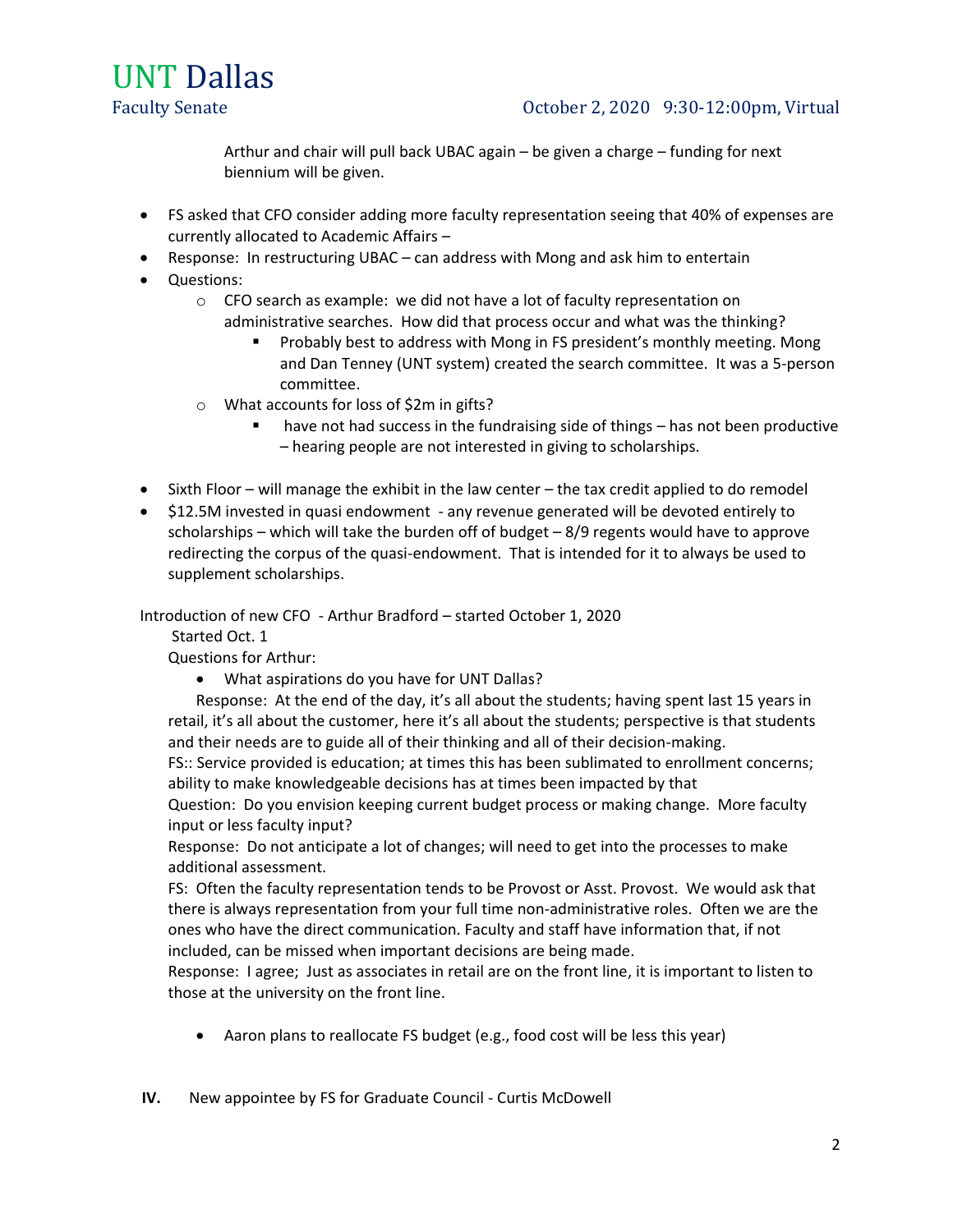Arthur and chair will pull back UBAC again – be given a charge – funding for next biennium will be given.

- FS asked that CFO consider adding more faculty representation seeing that 40% of expenses are currently allocated to Academic Affairs –
- Response: In restructuring UBAC – can address with Mong and ask him to entertain
- Questions:
  - CFO search as example: we did not have a lot of faculty representation on administrative searches. How did that process occur and what was the thinking?
    - Probably best to address with Mong in FS president's monthly meeting. Mong and Dan Tenney (UNT system) created the search committee. It was a 5-person committee.
  - What accounts for loss of $2m in gifts?
    - have not had success in the fundraising side of things – has not been productive – hearing people are not interested in giving to scholarships.

- Sixth Floor – will manage the exhibit in the law center – the tax credit applied to do remodel
- $12.5M invested in quasi endowment - any revenue generated will be devoted entirely to scholarships – which will take the burden off of budget – 8/9 regents would have to approve redirecting the corpus of the quasi-endowment. That is intended for it to always be used to supplement scholarships.

Introduction of new CFO - Arthur Bradford – started October 1, 2020

Started Oct. 1

Questions for Arthur:

- What aspirations do you have for UNT Dallas?

Response: At the end of the day, it's all about the students; having spent last 15 years in retail, it's all about the customer, here it's all about the students; perspective is that students and their needs are to guide all of their thinking and all of their decision-making.

FS:: Service provided is education; at times this has been sublimated to enrollment concerns; ability to make knowledgeable decisions has at times been impacted by that

Question: Do you envision keeping current budget process or making change. More faculty input or less faculty input?

Response: Do not anticipate a lot of changes; will need to get into the processes to make additional assessment.

FS: Often the faculty representation tends to be Provost or Asst. Provost. We would ask that there is always representation from your full time non-administrative roles. Often we are the ones who have the direct communication. Faculty and staff have information that, if not included, can be missed when important decisions are being made.

Response: I agree; Just as associates in retail are on the front line, it is important to listen to those at the university on the front line.

- Aaron plans to reallocate FS budget (e.g., food cost will be less this year)

**IV.** New appointee by FS for Graduate Council - Curtis McDowell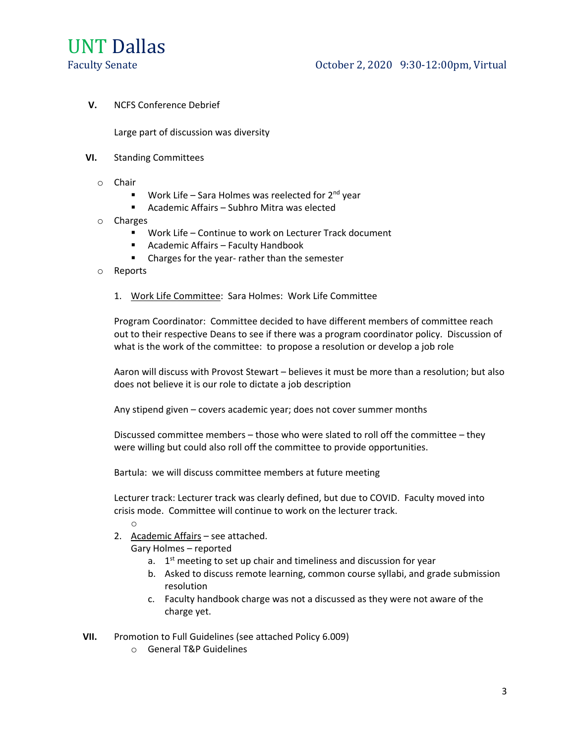**V.** NCFS Conference Debrief

Large part of discussion was diversity

**VI.** Standing Committees

- Chair
  - Work Life – Sara Holmes was reelected for 2nd year
  - Academic Affairs – Subhro Mitra was elected
- Charges
  - Work Life – Continue to work on Lecturer Track document
  - Academic Affairs – Faculty Handbook
  - Charges for the year- rather than the semester
- Reports

1. Work Life Committee: Sara Holmes: Work Life Committee

   Program Coordinator: Committee decided to have different members of committee reach out to their respective Deans to see if there was a program coordinator policy. Discussion of what is the work of the committee: to propose a resolution or develop a job role

   Aaron will discuss with Provost Stewart – believes it must be more than a resolution; but also does not believe it is our role to dictate a job description

   Any stipend given – covers academic year; does not cover summer months

   Discussed committee members – those who were slated to roll off the committee – they were willing but could also roll off the committee to provide opportunities.

   Bartula: we will discuss committee members at future meeting

   Lecturer track: Lecturer track was clearly defined, but due to COVID. Faculty moved into crisis mode. Committee will continue to work on the lecturer track.

2. Academic Affairs – see attached.
   Gary Holmes – reported
   a. 1st meeting to set up chair and timeliness and discussion for year
   b. Asked to discuss remote learning, common course syllabi, and grade submission resolution
   c. Faculty handbook charge was not a discussed as they were not aware of the charge yet.

**VII.** Promotion to Full Guidelines (see attached Policy 6.009)

- General T&P Guidelines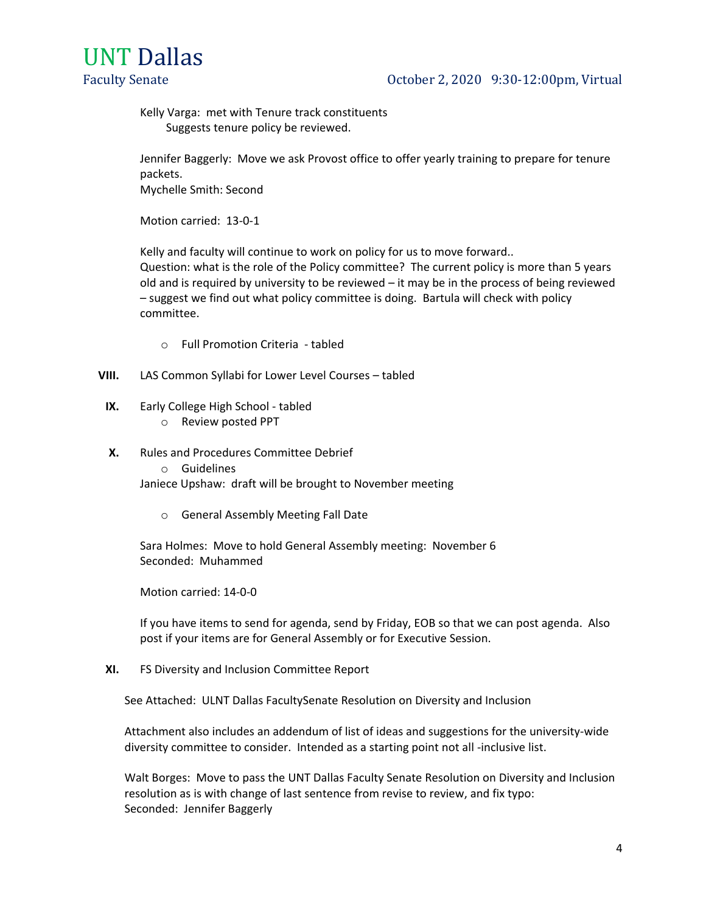Kelly Varga: met with Tenure track constituents
Suggests tenure policy be reviewed.

Jennifer Baggerly: Move we ask Provost office to offer yearly training to prepare for tenure packets.
Mychelle Smith: Second

Motion carried: 13-0-1

Kelly and faculty will continue to work on policy for us to move forward..
Question: what is the role of the Policy committee? The current policy is more than 5 years old and is required by university to be reviewed – it may be in the process of being reviewed – suggest we find out what policy committee is doing. Bartula will check with policy committee.

- Full Promotion Criteria - tabled

**VIII.** LAS Common Syllabi for Lower Level Courses – tabled

**IX.** Early College High School - tabled
- Review posted PPT

**X.** Rules and Procedures Committee Debrief
- Guidelines

Janiece Upshaw: draft will be brought to November meeting

- General Assembly Meeting Fall Date

Sara Holmes: Move to hold General Assembly meeting: November 6
Seconded: Muhammed

Motion carried: 14-0-0

If you have items to send for agenda, send by Friday, EOB so that we can post agenda. Also post if your items are for General Assembly or for Executive Session.

**XI.** FS Diversity and Inclusion Committee Report

See Attached: ULNT Dallas FacultySenate Resolution on Diversity and Inclusion

Attachment also includes an addendum of list of ideas and suggestions for the university-wide diversity committee to consider. Intended as a starting point not all -inclusive list.

Walt Borges: Move to pass the UNT Dallas Faculty Senate Resolution on Diversity and Inclusion resolution as is with change of last sentence from revise to review, and fix typo:
Seconded: Jennifer Baggerly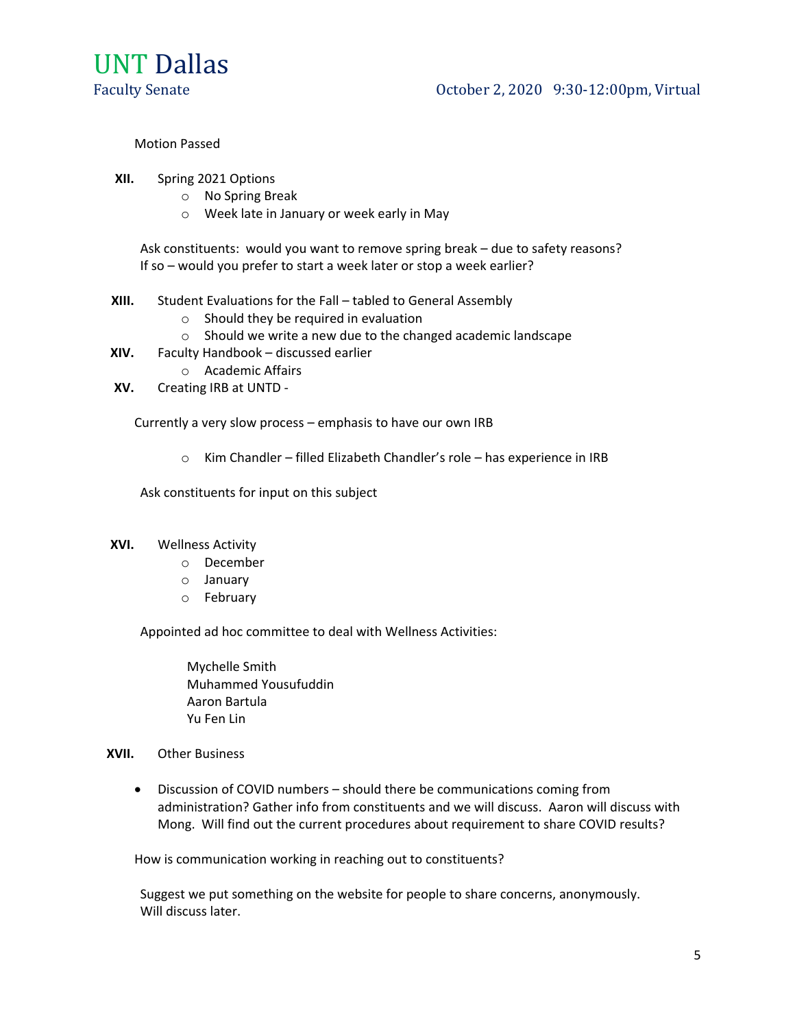Motion Passed

**XII.** Spring 2021 Options

- No Spring Break
- Week late in January or week early in May

Ask constituents: would you want to remove spring break – due to safety reasons? If so – would you prefer to start a week later or stop a week earlier?

**XIII.** Student Evaluations for the Fall – tabled to General Assembly

- Should they be required in evaluation
- Should we write a new due to the changed academic landscape

**XIV.** Faculty Handbook – discussed earlier

- Academic Affairs

**XV.** Creating IRB at UNTD -

Currently a very slow process – emphasis to have our own IRB

- Kim Chandler – filled Elizabeth Chandler's role – has experience in IRB

Ask constituents for input on this subject

**XVI.** Wellness Activity

- December
- January
- February

Appointed ad hoc committee to deal with Wellness Activities:

Mychelle Smith
Muhammed Yousufuddin
Aaron Bartula
Yu Fen Lin

**XVII.** Other Business

- Discussion of COVID numbers – should there be communications coming from administration? Gather info from constituents and we will discuss. Aaron will discuss with Mong. Will find out the current procedures about requirement to share COVID results?

How is communication working in reaching out to constituents?

Suggest we put something on the website for people to share concerns, anonymously. Will discuss later.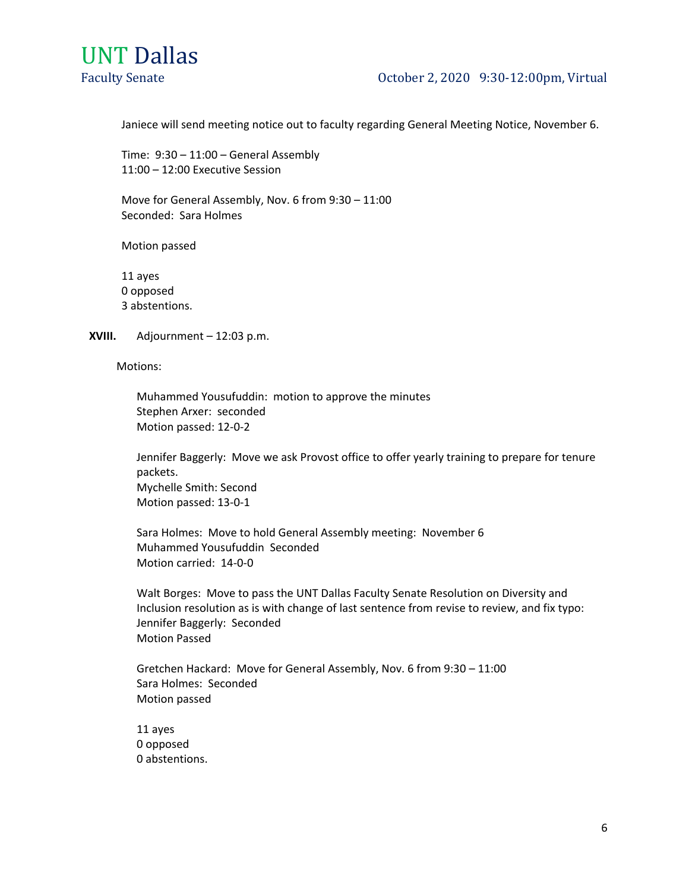Janiece will send meeting notice out to faculty regarding General Meeting Notice, November 6.

Time: 9:30 – 11:00 – General Assembly
11:00 – 12:00 Executive Session

Move for General Assembly, Nov. 6 from 9:30 – 11:00
Seconded: Sara Holmes

Motion passed

11 ayes
0 opposed
3 abstentions.

**XVIII.** Adjournment – 12:03 p.m.

Motions:

Muhammed Yousufuddin: motion to approve the minutes
Stephen Arxer: seconded
Motion passed: 12-0-2

Jennifer Baggerly: Move we ask Provost office to offer yearly training to prepare for tenure packets.
Mychelle Smith: Second
Motion passed: 13-0-1

Sara Holmes: Move to hold General Assembly meeting: November 6
Muhammed Yousufuddin Seconded
Motion carried: 14-0-0

Walt Borges: Move to pass the UNT Dallas Faculty Senate Resolution on Diversity and Inclusion resolution as is with change of last sentence from revise to review, and fix typo:
Jennifer Baggerly: Seconded
Motion Passed

Gretchen Hackard: Move for General Assembly, Nov. 6 from 9:30 – 11:00
Sara Holmes: Seconded
Motion passed

11 ayes
0 opposed
0 abstentions.